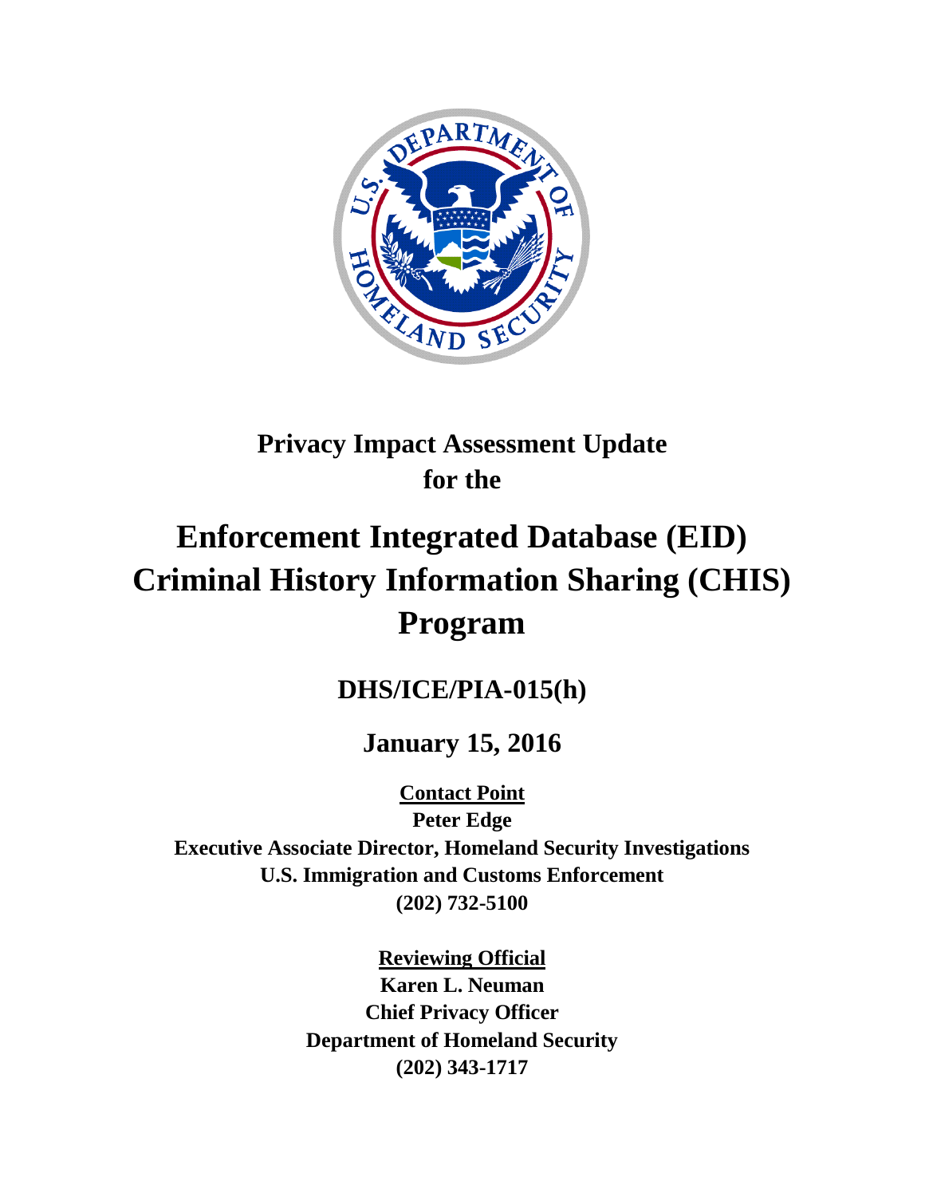# Privacy Impact Assessment Update for the

# Enforcement Integrated Database (EID) Criminal History Information Sharing (CHIS) Program

## DHS/ICE/PIA-015(h)

## January 15, 2016

**Contact Point**
**Peter Edge**
**Executive Associate Director, Homeland Security Investigations**
**U.S. Immigration and Customs Enforcement**
**(202) 732-5100**

**Reviewing Official**
**Karen L. Neuman**
**Chief Privacy Officer**
**Department of Homeland Security**
**(202) 343-1717**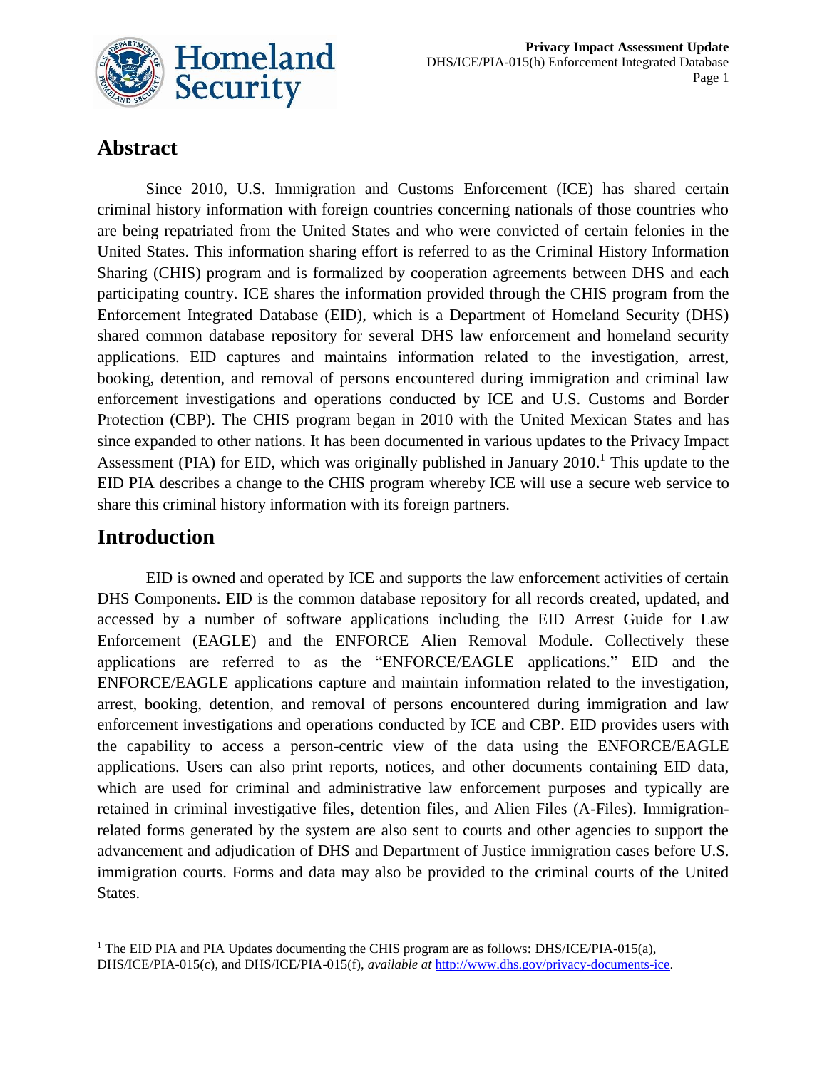## Abstract

Since 2010, U.S. Immigration and Customs Enforcement (ICE) has shared certain criminal history information with foreign countries concerning nationals of those countries who are being repatriated from the United States and who were convicted of certain felonies in the United States. This information sharing effort is referred to as the Criminal History Information Sharing (CHIS) program and is formalized by cooperation agreements between DHS and each participating country. ICE shares the information provided through the CHIS program from the Enforcement Integrated Database (EID), which is a Department of Homeland Security (DHS) shared common database repository for several DHS law enforcement and homeland security applications. EID captures and maintains information related to the investigation, arrest, booking, detention, and removal of persons encountered during immigration and criminal law enforcement investigations and operations conducted by ICE and U.S. Customs and Border Protection (CBP). The CHIS program began in 2010 with the United Mexican States and has since expanded to other nations. It has been documented in various updates to the Privacy Impact Assessment (PIA) for EID, which was originally published in January 2010.[1] This update to the EID PIA describes a change to the CHIS program whereby ICE will use a secure web service to share this criminal history information with its foreign partners.

## Introduction

EID is owned and operated by ICE and supports the law enforcement activities of certain DHS Components. EID is the common database repository for all records created, updated, and accessed by a number of software applications including the EID Arrest Guide for Law Enforcement (EAGLE) and the ENFORCE Alien Removal Module. Collectively these applications are referred to as the "ENFORCE/EAGLE applications." EID and the ENFORCE/EAGLE applications capture and maintain information related to the investigation, arrest, booking, detention, and removal of persons encountered during immigration and law enforcement investigations and operations conducted by ICE and CBP. EID provides users with the capability to access a person-centric view of the data using the ENFORCE/EAGLE applications. Users can also print reports, notices, and other documents containing EID data, which are used for criminal and administrative law enforcement purposes and typically are retained in criminal investigative files, detention files, and Alien Files (A-Files). Immigration-related forms generated by the system are also sent to courts and other agencies to support the advancement and adjudication of DHS and Department of Justice immigration cases before U.S. immigration courts. Forms and data may also be provided to the criminal courts of the United States.

---

[1] The EID PIA and PIA Updates documenting the CHIS program are as follows: DHS/ICE/PIA-015(a), DHS/ICE/PIA-015(c), and DHS/ICE/PIA-015(f), *available at* http://www.dhs.gov/privacy-documents-ice.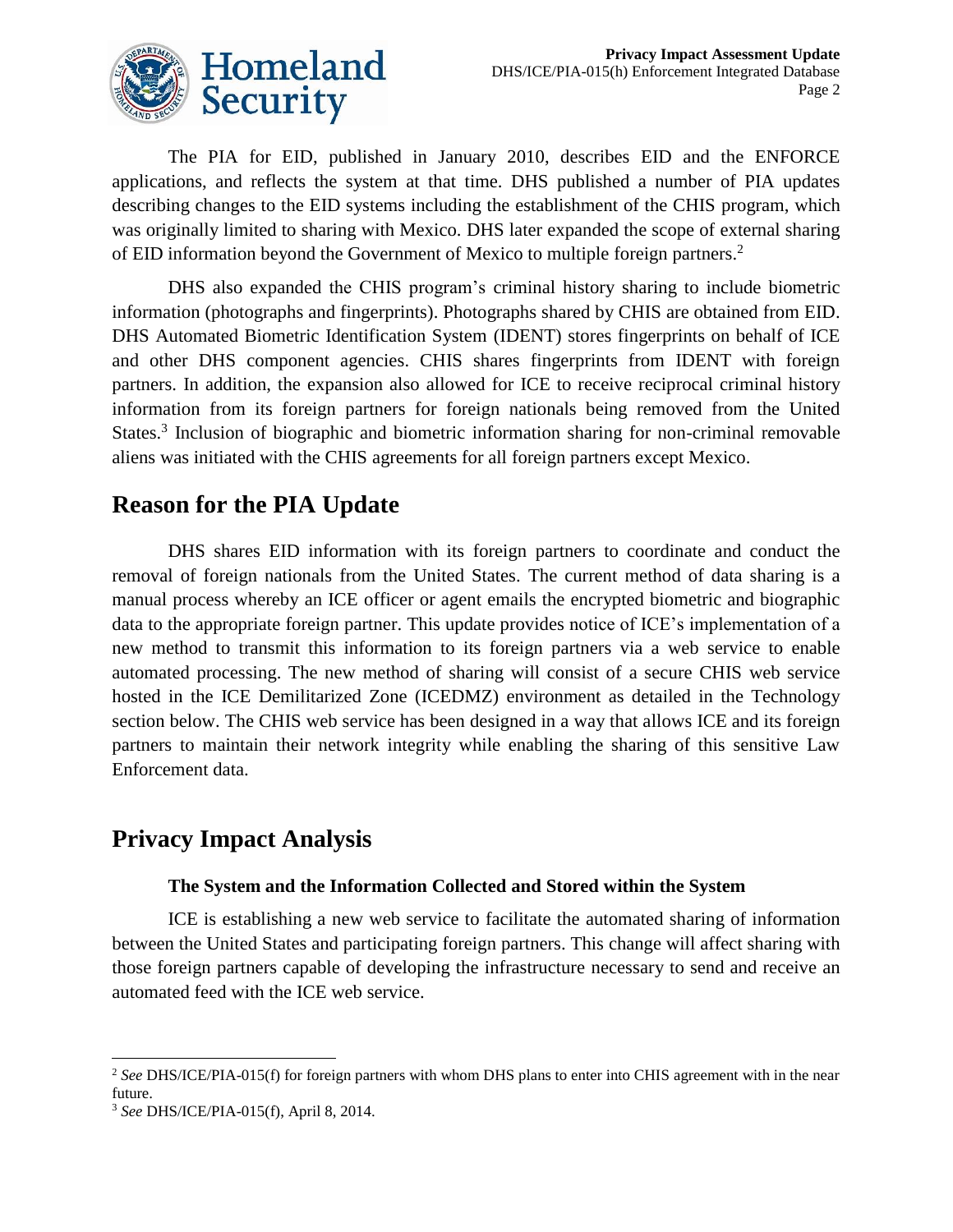The PIA for EID, published in January 2010, describes EID and the ENFORCE applications, and reflects the system at that time. DHS published a number of PIA updates describing changes to the EID systems including the establishment of the CHIS program, which was originally limited to sharing with Mexico. DHS later expanded the scope of external sharing of EID information beyond the Government of Mexico to multiple foreign partners.[2]

DHS also expanded the CHIS program's criminal history sharing to include biometric information (photographs and fingerprints). Photographs shared by CHIS are obtained from EID. DHS Automated Biometric Identification System (IDENT) stores fingerprints on behalf of ICE and other DHS component agencies. CHIS shares fingerprints from IDENT with foreign partners. In addition, the expansion also allowed for ICE to receive reciprocal criminal history information from its foreign partners for foreign nationals being removed from the United States.[3] Inclusion of biographic and biometric information sharing for non-criminal removable aliens was initiated with the CHIS agreements for all foreign partners except Mexico.

## Reason for the PIA Update

DHS shares EID information with its foreign partners to coordinate and conduct the removal of foreign nationals from the United States. The current method of data sharing is a manual process whereby an ICE officer or agent emails the encrypted biometric and biographic data to the appropriate foreign partner. This update provides notice of ICE's implementation of a new method to transmit this information to its foreign partners via a web service to enable automated processing. The new method of sharing will consist of a secure CHIS web service hosted in the ICE Demilitarized Zone (ICEDMZ) environment as detailed in the Technology section below. The CHIS web service has been designed in a way that allows ICE and its foreign partners to maintain their network integrity while enabling the sharing of this sensitive Law Enforcement data.

## Privacy Impact Analysis

### The System and the Information Collected and Stored within the System

ICE is establishing a new web service to facilitate the automated sharing of information between the United States and participating foreign partners. This change will affect sharing with those foreign partners capable of developing the infrastructure necessary to send and receive an automated feed with the ICE web service.

---

[2] *See* DHS/ICE/PIA-015(f) for foreign partners with whom DHS plans to enter into CHIS agreement with in the near future.

[3] *See* DHS/ICE/PIA-015(f), April 8, 2014.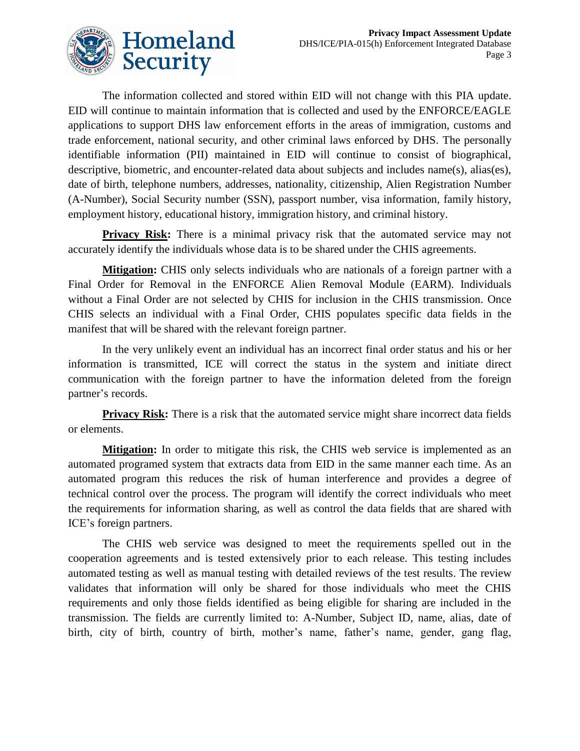The information collected and stored within EID will not change with this PIA update. EID will continue to maintain information that is collected and used by the ENFORCE/EAGLE applications to support DHS law enforcement efforts in the areas of immigration, customs and trade enforcement, national security, and other criminal laws enforced by DHS. The personally identifiable information (PII) maintained in EID will continue to consist of biographical, descriptive, biometric, and encounter-related data about subjects and includes name(s), alias(es), date of birth, telephone numbers, addresses, nationality, citizenship, Alien Registration Number (A-Number), Social Security number (SSN), passport number, visa information, family history, employment history, educational history, immigration history, and criminal history.

**Privacy Risk:** There is a minimal privacy risk that the automated service may not accurately identify the individuals whose data is to be shared under the CHIS agreements.

**Mitigation:** CHIS only selects individuals who are nationals of a foreign partner with a Final Order for Removal in the ENFORCE Alien Removal Module (EARM). Individuals without a Final Order are not selected by CHIS for inclusion in the CHIS transmission. Once CHIS selects an individual with a Final Order, CHIS populates specific data fields in the manifest that will be shared with the relevant foreign partner.

In the very unlikely event an individual has an incorrect final order status and his or her information is transmitted, ICE will correct the status in the system and initiate direct communication with the foreign partner to have the information deleted from the foreign partner's records.

**Privacy Risk:** There is a risk that the automated service might share incorrect data fields or elements.

**Mitigation:** In order to mitigate this risk, the CHIS web service is implemented as an automated programed system that extracts data from EID in the same manner each time. As an automated program this reduces the risk of human interference and provides a degree of technical control over the process. The program will identify the correct individuals who meet the requirements for information sharing, as well as control the data fields that are shared with ICE's foreign partners.

The CHIS web service was designed to meet the requirements spelled out in the cooperation agreements and is tested extensively prior to each release. This testing includes automated testing as well as manual testing with detailed reviews of the test results. The review validates that information will only be shared for those individuals who meet the CHIS requirements and only those fields identified as being eligible for sharing are included in the transmission. The fields are currently limited to: A-Number, Subject ID, name, alias, date of birth, city of birth, country of birth, mother's name, father's name, gender, gang flag,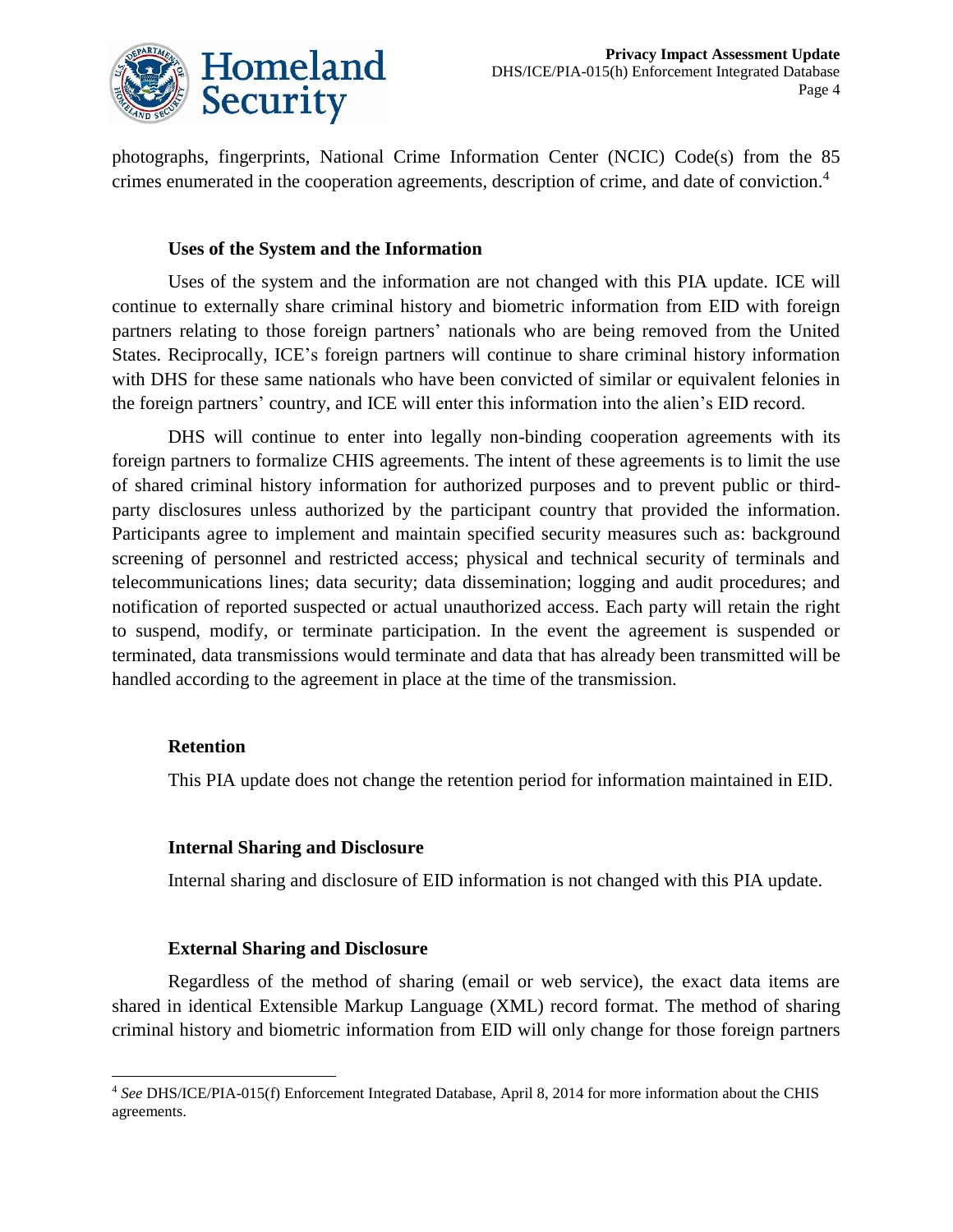photographs, fingerprints, National Crime Information Center (NCIC) Code(s) from the 85 crimes enumerated in the cooperation agreements, description of crime, and date of conviction.[4]

### Uses of the System and the Information

Uses of the system and the information are not changed with this PIA update. ICE will continue to externally share criminal history and biometric information from EID with foreign partners relating to those foreign partners' nationals who are being removed from the United States. Reciprocally, ICE's foreign partners will continue to share criminal history information with DHS for these same nationals who have been convicted of similar or equivalent felonies in the foreign partners' country, and ICE will enter this information into the alien's EID record.

DHS will continue to enter into legally non-binding cooperation agreements with its foreign partners to formalize CHIS agreements. The intent of these agreements is to limit the use of shared criminal history information for authorized purposes and to prevent public or third-party disclosures unless authorized by the participant country that provided the information. Participants agree to implement and maintain specified security measures such as: background screening of personnel and restricted access; physical and technical security of terminals and telecommunications lines; data security; data dissemination; logging and audit procedures; and notification of reported suspected or actual unauthorized access. Each party will retain the right to suspend, modify, or terminate participation. In the event the agreement is suspended or terminated, data transmissions would terminate and data that has already been transmitted will be handled according to the agreement in place at the time of the transmission.

### Retention

This PIA update does not change the retention period for information maintained in EID.

### Internal Sharing and Disclosure

Internal sharing and disclosure of EID information is not changed with this PIA update.

### External Sharing and Disclosure

Regardless of the method of sharing (email or web service), the exact data items are shared in identical Extensible Markup Language (XML) record format. The method of sharing criminal history and biometric information from EID will only change for those foreign partners

[4] *See* DHS/ICE/PIA-015(f) Enforcement Integrated Database, April 8, 2014 for more information about the CHIS agreements.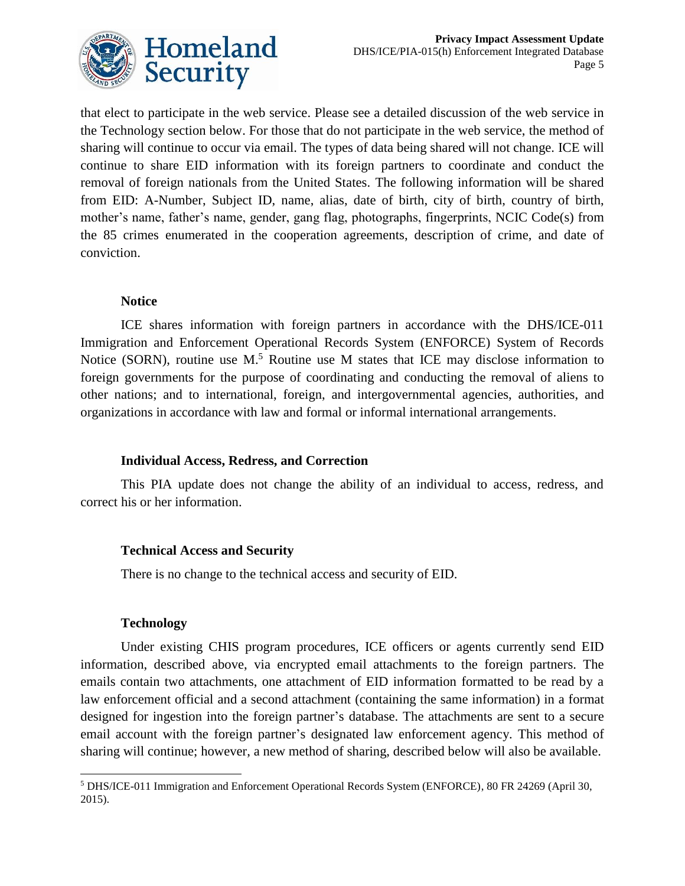that elect to participate in the web service. Please see a detailed discussion of the web service in the Technology section below. For those that do not participate in the web service, the method of sharing will continue to occur via email. The types of data being shared will not change. ICE will continue to share EID information with its foreign partners to coordinate and conduct the removal of foreign nationals from the United States. The following information will be shared from EID: A-Number, Subject ID, name, alias, date of birth, city of birth, country of birth, mother's name, father's name, gender, gang flag, photographs, fingerprints, NCIC Code(s) from the 85 crimes enumerated in the cooperation agreements, description of crime, and date of conviction.

### Notice

ICE shares information with foreign partners in accordance with the DHS/ICE-011 Immigration and Enforcement Operational Records System (ENFORCE) System of Records Notice (SORN), routine use M.[5] Routine use M states that ICE may disclose information to foreign governments for the purpose of coordinating and conducting the removal of aliens to other nations; and to international, foreign, and intergovernmental agencies, authorities, and organizations in accordance with law and formal or informal international arrangements.

### Individual Access, Redress, and Correction

This PIA update does not change the ability of an individual to access, redress, and correct his or her information.

### Technical Access and Security

There is no change to the technical access and security of EID.

### Technology

Under existing CHIS program procedures, ICE officers or agents currently send EID information, described above, via encrypted email attachments to the foreign partners. The emails contain two attachments, one attachment of EID information formatted to be read by a law enforcement official and a second attachment (containing the same information) in a format designed for ingestion into the foreign partner's database. The attachments are sent to a secure email account with the foreign partner's designated law enforcement agency. This method of sharing will continue; however, a new method of sharing, described below will also be available.

[5] DHS/ICE-011 Immigration and Enforcement Operational Records System (ENFORCE), 80 FR 24269 (April 30, 2015).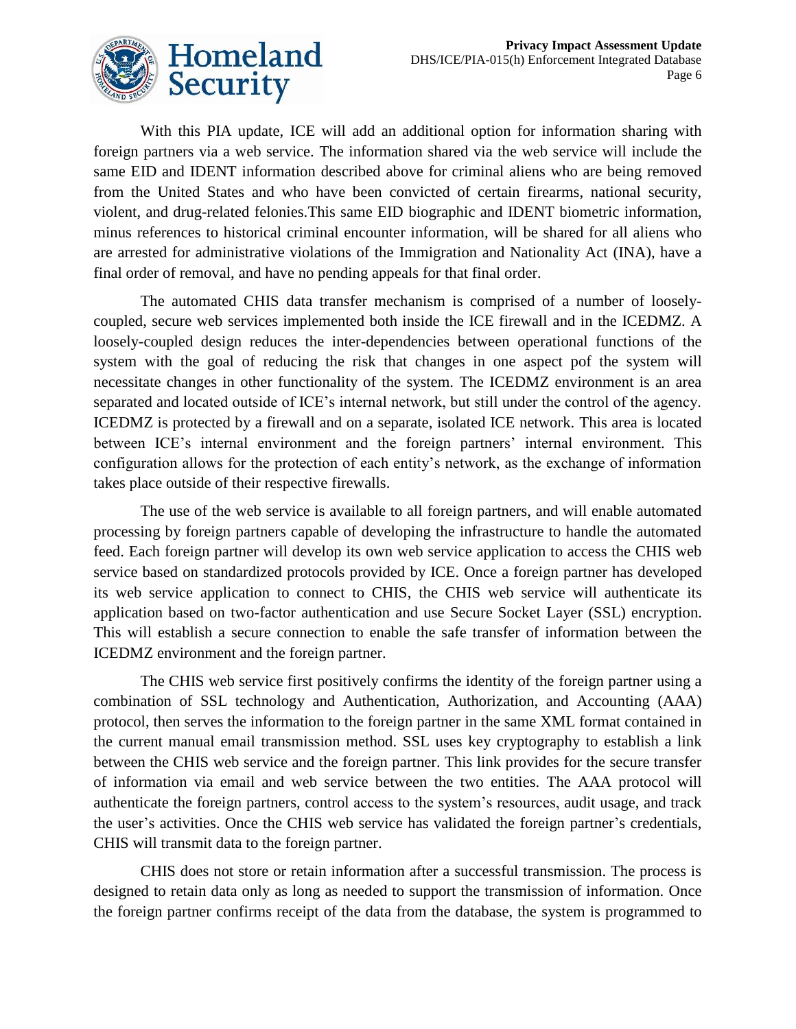With this PIA update, ICE will add an additional option for information sharing with foreign partners via a web service. The information shared via the web service will include the same EID and IDENT information described above for criminal aliens who are being removed from the United States and who have been convicted of certain firearms, national security, violent, and drug-related felonies.This same EID biographic and IDENT biometric information, minus references to historical criminal encounter information, will be shared for all aliens who are arrested for administrative violations of the Immigration and Nationality Act (INA), have a final order of removal, and have no pending appeals for that final order.

The automated CHIS data transfer mechanism is comprised of a number of loosely-coupled, secure web services implemented both inside the ICE firewall and in the ICEDMZ. A loosely-coupled design reduces the inter-dependencies between operational functions of the system with the goal of reducing the risk that changes in one aspect pof the system will necessitate changes in other functionality of the system. The ICEDMZ environment is an area separated and located outside of ICE's internal network, but still under the control of the agency. ICEDMZ is protected by a firewall and on a separate, isolated ICE network. This area is located between ICE's internal environment and the foreign partners' internal environment. This configuration allows for the protection of each entity's network, as the exchange of information takes place outside of their respective firewalls.

The use of the web service is available to all foreign partners, and will enable automated processing by foreign partners capable of developing the infrastructure to handle the automated feed. Each foreign partner will develop its own web service application to access the CHIS web service based on standardized protocols provided by ICE. Once a foreign partner has developed its web service application to connect to CHIS, the CHIS web service will authenticate its application based on two-factor authentication and use Secure Socket Layer (SSL) encryption. This will establish a secure connection to enable the safe transfer of information between the ICEDMZ environment and the foreign partner.

The CHIS web service first positively confirms the identity of the foreign partner using a combination of SSL technology and Authentication, Authorization, and Accounting (AAA) protocol, then serves the information to the foreign partner in the same XML format contained in the current manual email transmission method. SSL uses key cryptography to establish a link between the CHIS web service and the foreign partner. This link provides for the secure transfer of information via email and web service between the two entities. The AAA protocol will authenticate the foreign partners, control access to the system's resources, audit usage, and track the user's activities. Once the CHIS web service has validated the foreign partner's credentials, CHIS will transmit data to the foreign partner.

CHIS does not store or retain information after a successful transmission. The process is designed to retain data only as long as needed to support the transmission of information. Once the foreign partner confirms receipt of the data from the database, the system is programmed to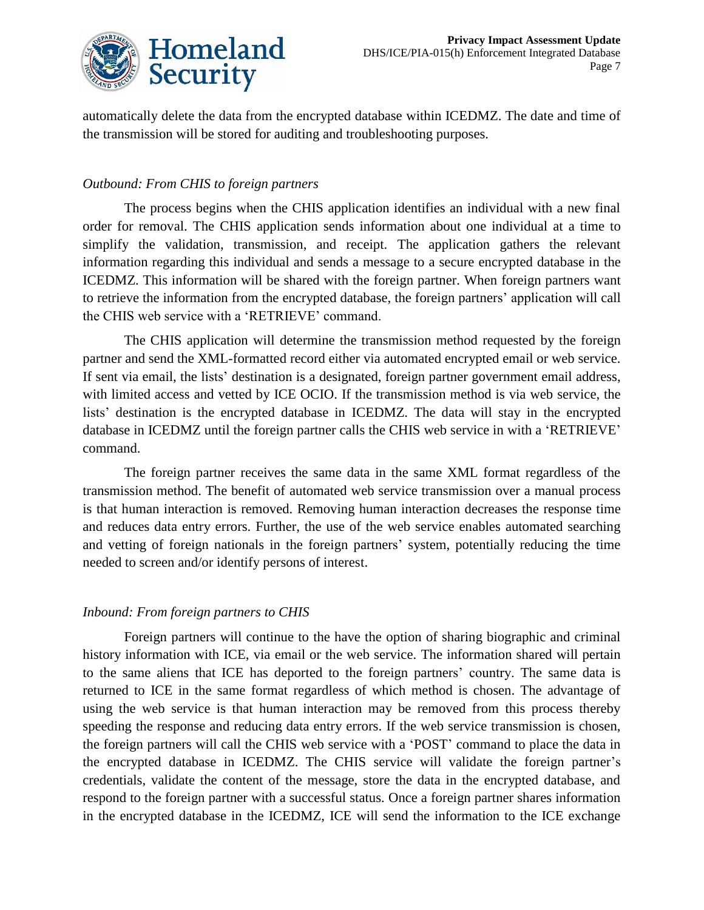automatically delete the data from the encrypted database within ICEDMZ. The date and time of the transmission will be stored for auditing and troubleshooting purposes.

*Outbound: From CHIS to foreign partners*

The process begins when the CHIS application identifies an individual with a new final order for removal. The CHIS application sends information about one individual at a time to simplify the validation, transmission, and receipt. The application gathers the relevant information regarding this individual and sends a message to a secure encrypted database in the ICEDMZ. This information will be shared with the foreign partner. When foreign partners want to retrieve the information from the encrypted database, the foreign partners' application will call the CHIS web service with a 'RETRIEVE' command.

The CHIS application will determine the transmission method requested by the foreign partner and send the XML-formatted record either via automated encrypted email or web service. If sent via email, the lists' destination is a designated, foreign partner government email address, with limited access and vetted by ICE OCIO. If the transmission method is via web service, the lists' destination is the encrypted database in ICEDMZ. The data will stay in the encrypted database in ICEDMZ until the foreign partner calls the CHIS web service in with a 'RETRIEVE' command.

The foreign partner receives the same data in the same XML format regardless of the transmission method. The benefit of automated web service transmission over a manual process is that human interaction is removed. Removing human interaction decreases the response time and reduces data entry errors. Further, the use of the web service enables automated searching and vetting of foreign nationals in the foreign partners' system, potentially reducing the time needed to screen and/or identify persons of interest.

*Inbound: From foreign partners to CHIS*

Foreign partners will continue to the have the option of sharing biographic and criminal history information with ICE, via email or the web service. The information shared will pertain to the same aliens that ICE has deported to the foreign partners' country. The same data is returned to ICE in the same format regardless of which method is chosen. The advantage of using the web service is that human interaction may be removed from this process thereby speeding the response and reducing data entry errors. If the web service transmission is chosen, the foreign partners will call the CHIS web service with a 'POST' command to place the data in the encrypted database in ICEDMZ. The CHIS service will validate the foreign partner's credentials, validate the content of the message, store the data in the encrypted database, and respond to the foreign partner with a successful status. Once a foreign partner shares information in the encrypted database in the ICEDMZ, ICE will send the information to the ICE exchange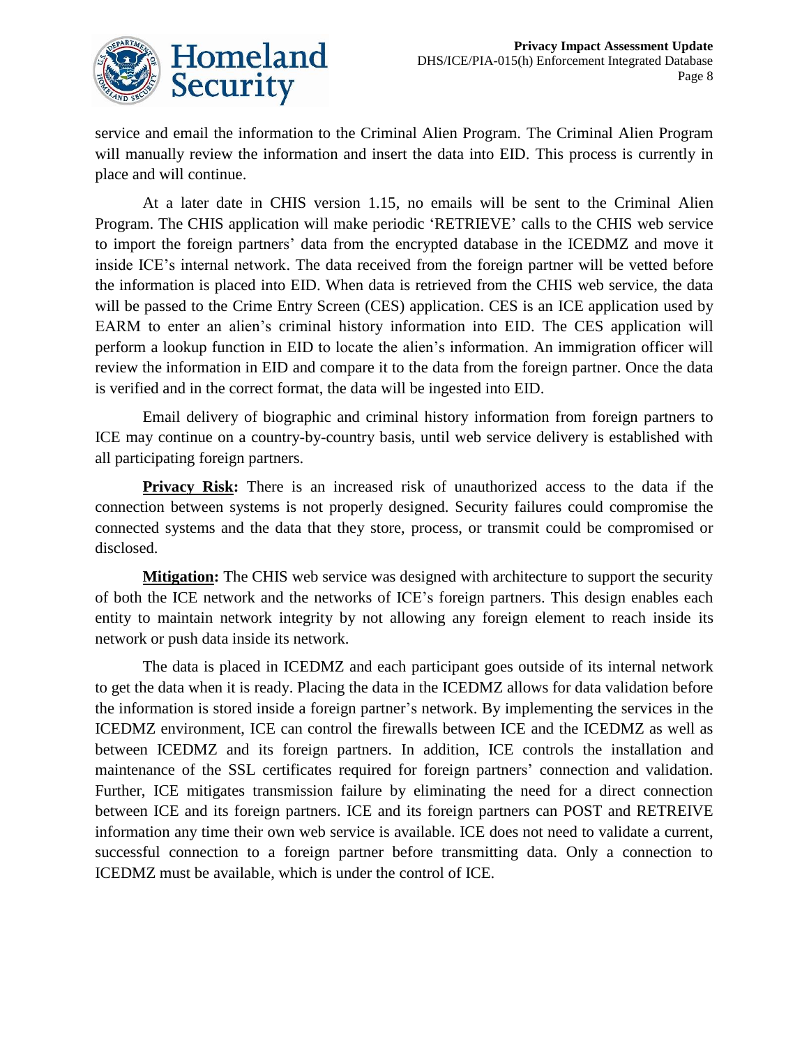service and email the information to the Criminal Alien Program. The Criminal Alien Program will manually review the information and insert the data into EID. This process is currently in place and will continue.

At a later date in CHIS version 1.15, no emails will be sent to the Criminal Alien Program. The CHIS application will make periodic 'RETRIEVE' calls to the CHIS web service to import the foreign partners' data from the encrypted database in the ICEDMZ and move it inside ICE's internal network. The data received from the foreign partner will be vetted before the information is placed into EID. When data is retrieved from the CHIS web service, the data will be passed to the Crime Entry Screen (CES) application. CES is an ICE application used by EARM to enter an alien's criminal history information into EID. The CES application will perform a lookup function in EID to locate the alien's information. An immigration officer will review the information in EID and compare it to the data from the foreign partner. Once the data is verified and in the correct format, the data will be ingested into EID.

Email delivery of biographic and criminal history information from foreign partners to ICE may continue on a country-by-country basis, until web service delivery is established with all participating foreign partners.

**Privacy Risk:** There is an increased risk of unauthorized access to the data if the connection between systems is not properly designed. Security failures could compromise the connected systems and the data that they store, process, or transmit could be compromised or disclosed.

**Mitigation:** The CHIS web service was designed with architecture to support the security of both the ICE network and the networks of ICE's foreign partners. This design enables each entity to maintain network integrity by not allowing any foreign element to reach inside its network or push data inside its network.

The data is placed in ICEDMZ and each participant goes outside of its internal network to get the data when it is ready. Placing the data in the ICEDMZ allows for data validation before the information is stored inside a foreign partner's network. By implementing the services in the ICEDMZ environment, ICE can control the firewalls between ICE and the ICEDMZ as well as between ICEDMZ and its foreign partners. In addition, ICE controls the installation and maintenance of the SSL certificates required for foreign partners' connection and validation. Further, ICE mitigates transmission failure by eliminating the need for a direct connection between ICE and its foreign partners. ICE and its foreign partners can POST and RETREIVE information any time their own web service is available. ICE does not need to validate a current, successful connection to a foreign partner before transmitting data. Only a connection to ICEDMZ must be available, which is under the control of ICE.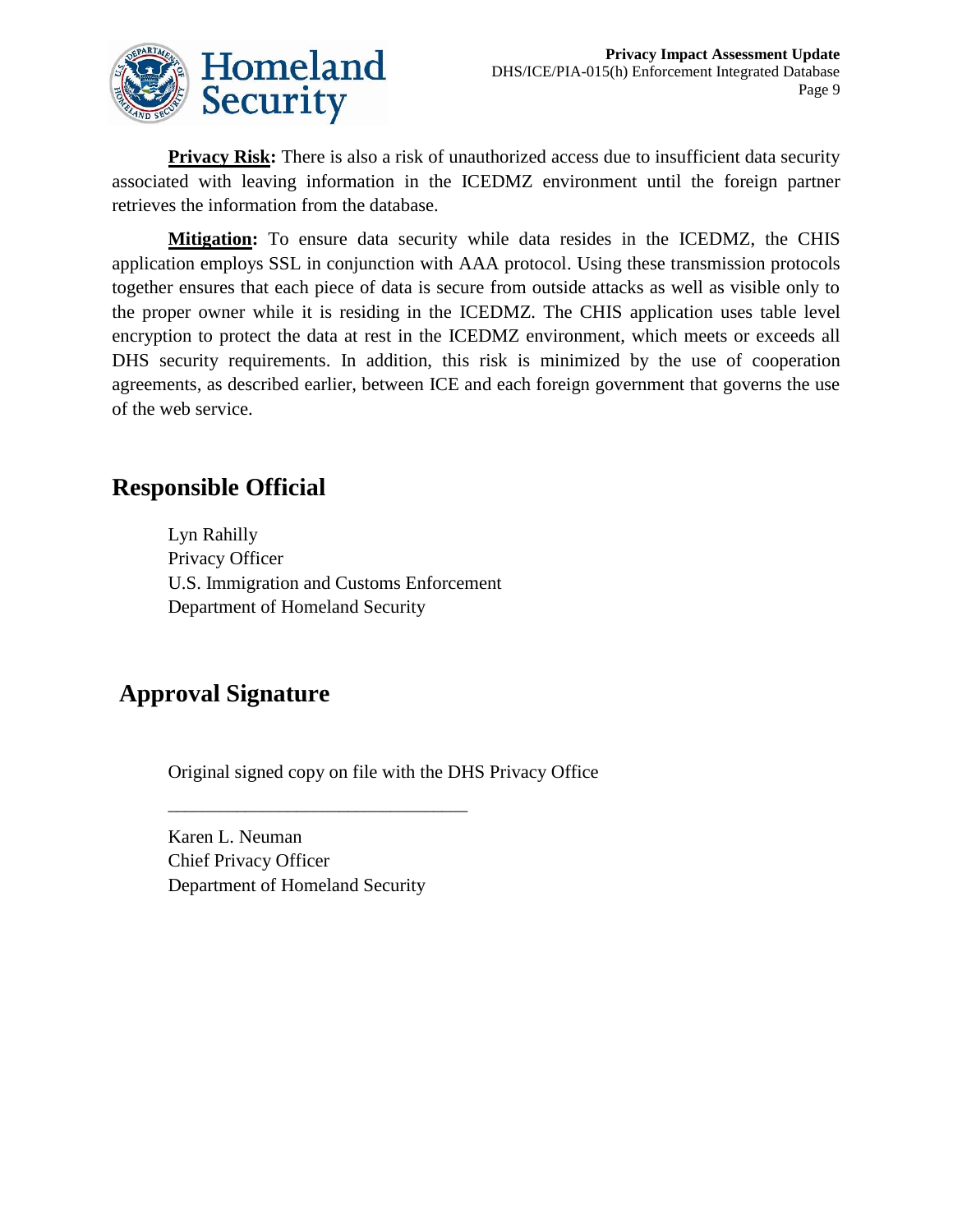**Privacy Risk:** There is also a risk of unauthorized access due to insufficient data security associated with leaving information in the ICEDMZ environment until the foreign partner retrieves the information from the database.

**Mitigation:** To ensure data security while data resides in the ICEDMZ, the CHIS application employs SSL in conjunction with AAA protocol. Using these transmission protocols together ensures that each piece of data is secure from outside attacks as well as visible only to the proper owner while it is residing in the ICEDMZ. The CHIS application uses table level encryption to protect the data at rest in the ICEDMZ environment, which meets or exceeds all DHS security requirements. In addition, this risk is minimized by the use of cooperation agreements, as described earlier, between ICE and each foreign government that governs the use of the web service.

## Responsible Official

Lyn Rahilly
Privacy Officer
U.S. Immigration and Customs Enforcement
Department of Homeland Security

## Approval Signature

Original signed copy on file with the DHS Privacy Office

\_\_\_\_\_\_\_\_\_\_\_\_\_\_\_\_\_\_\_\_\_\_\_\_\_\_\_\_\_\_\_\_

Karen L. Neuman
Chief Privacy Officer
Department of Homeland Security